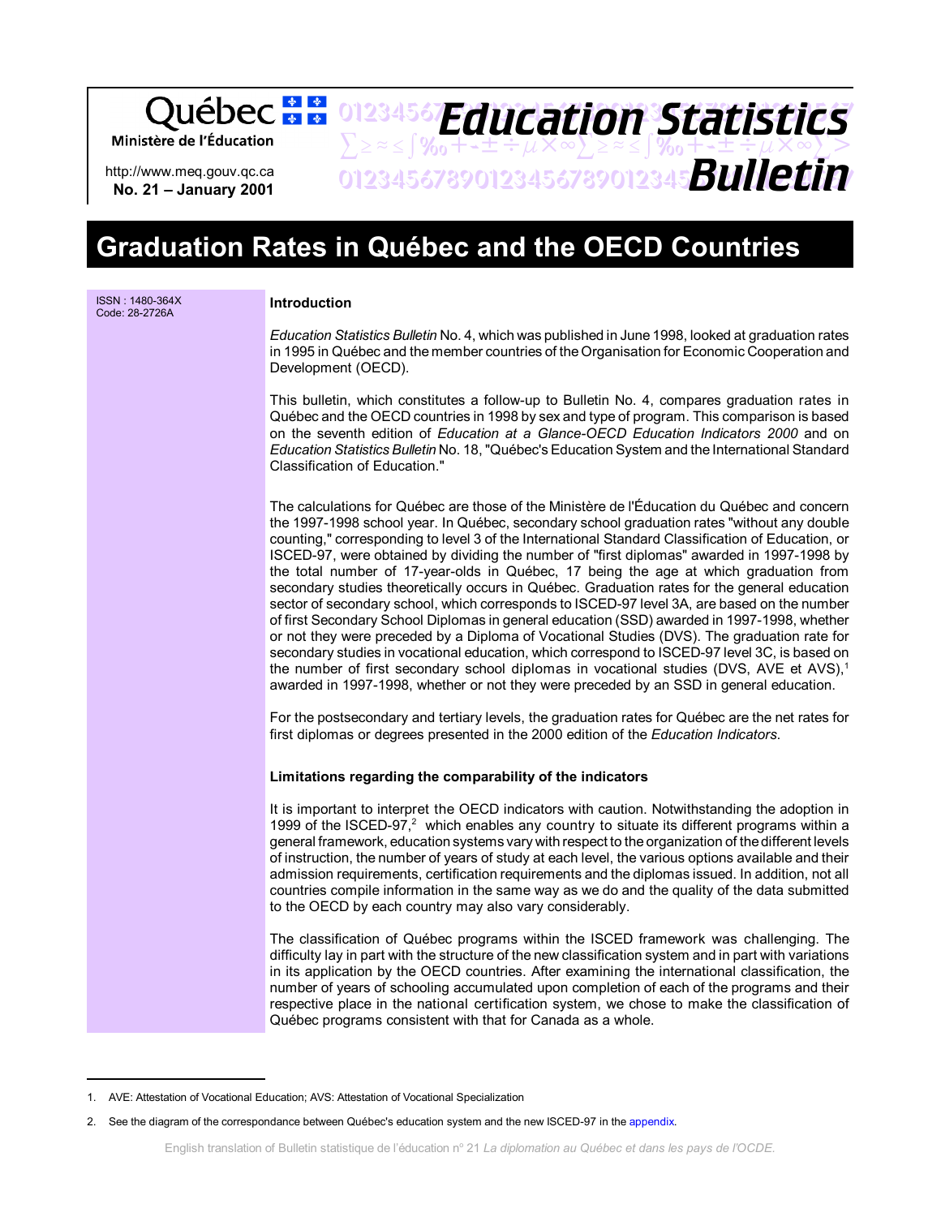Québec

Ministère de l'Éducation

http://www.meq.gouv.qc.ca

**No. 21 – January 2001**

# Education Statistics Bulletin

# Graduation Rates in Québec and the OECD Countries

ISSN : 1480-364X
Code: 28-2726A

## Introduction

*Education Statistics Bulletin* No. 4, which was published in June 1998, looked at graduation rates in 1995 in Québec and the member countries of the Organisation for Economic Cooperation and Development (OECD).

This bulletin, which constitutes a follow-up to Bulletin No. 4, compares graduation rates in Québec and the OECD countries in 1998 by sex and type of program. This comparison is based on the seventh edition of *Education at a Glance-OECD Education Indicators 2000* and on *Education Statistics Bulletin* No. 18, "Québec's Education System and the International Standard Classification of Education."

The calculations for Québec are those of the Ministère de l'Éducation du Québec and concern the 1997-1998 school year. In Québec, secondary school graduation rates "without any double counting," corresponding to level 3 of the International Standard Classification of Education, or ISCED-97, were obtained by dividing the number of "first diplomas" awarded in 1997-1998 by the total number of 17-year-olds in Québec, 17 being the age at which graduation from secondary studies theoretically occurs in Québec. Graduation rates for the general education sector of secondary school, which corresponds to ISCED-97 level 3A, are based on the number of first Secondary School Diplomas in general education (SSD) awarded in 1997-1998, whether or not they were preceded by a Diploma of Vocational Studies (DVS). The graduation rate for secondary studies in vocational education, which correspond to ISCED-97 level 3C, is based on the number of first secondary school diplomas in vocational studies (DVS, AVE et AVS),[1] awarded in 1997-1998, whether or not they were preceded by an SSD in general education.

For the postsecondary and tertiary levels, the graduation rates for Québec are the net rates for first diplomas or degrees presented in the 2000 edition of the *Education Indicators*.

## Limitations regarding the comparability of the indicators

It is important to interpret the OECD indicators with caution. Notwithstanding the adoption in 1999 of the ISCED-97,[2] which enables any country to situate its different programs within a general framework, education systems vary with respect to the organization of the different levels of instruction, the number of years of study at each level, the various options available and their admission requirements, certification requirements and the diplomas issued. In addition, not all countries compile information in the same way as we do and the quality of the data submitted to the OECD by each country may also vary considerably.

The classification of Québec programs within the ISCED framework was challenging. The difficulty lay in part with the structure of the new classification system and in part with variations in its application by the OECD countries. After examining the international classification, the number of years of schooling accumulated upon completion of each of the programs and their respective place in the national certification system, we chose to make the classification of Québec programs consistent with that for Canada as a whole.

1. AVE: Attestation of Vocational Education; AVS: Attestation of Vocational Specialization

2. See the diagram of the correspondance between Québec's education system and the new ISCED-97 in the appendix.

English translation of Bulletin statistique de l'éducation n° 21 *La diplomation au Québec et dans les pays de l'OCDE.*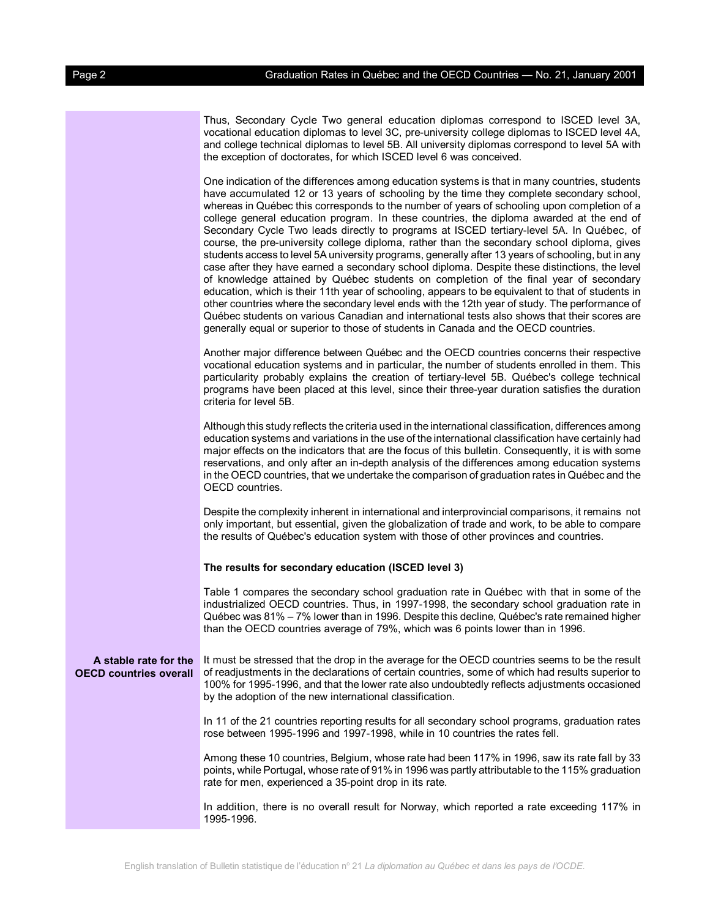Thus, Secondary Cycle Two general education diplomas correspond to ISCED level 3A, vocational education diplomas to level 3C, pre-university college diplomas to ISCED level 4A, and college technical diplomas to level 5B. All university diplomas correspond to level 5A with the exception of doctorates, for which ISCED level 6 was conceived.

One indication of the differences among education systems is that in many countries, students have accumulated 12 or 13 years of schooling by the time they complete secondary school, whereas in Québec this corresponds to the number of years of schooling upon completion of a college general education program. In these countries, the diploma awarded at the end of Secondary Cycle Two leads directly to programs at ISCED tertiary-level 5A. In Québec, of course, the pre-university college diploma, rather than the secondary school diploma, gives students access to level 5A university programs, generally after 13 years of schooling, but in any case after they have earned a secondary school diploma. Despite these distinctions, the level of knowledge attained by Québec students on completion of the final year of secondary education, which is their 11th year of schooling, appears to be equivalent to that of students in other countries where the secondary level ends with the 12th year of study. The performance of Québec students on various Canadian and international tests also shows that their scores are generally equal or superior to those of students in Canada and the OECD countries.

Another major difference between Québec and the OECD countries concerns their respective vocational education systems and in particular, the number of students enrolled in them. This particularity probably explains the creation of tertiary-level 5B. Québec's college technical programs have been placed at this level, since their three-year duration satisfies the duration criteria for level 5B.

Although this study reflects the criteria used in the international classification, differences among education systems and variations in the use of the international classification have certainly had major effects on the indicators that are the focus of this bulletin. Consequently, it is with some reservations, and only after an in-depth analysis of the differences among education systems in the OECD countries, that we undertake the comparison of graduation rates in Québec and the OECD countries.

Despite the complexity inherent in international and interprovincial comparisons, it remains not only important, but essential, given the globalization of trade and work, to be able to compare the results of Québec's education system with those of other provinces and countries.

**The results for secondary education (ISCED level 3)**

Table 1 compares the secondary school graduation rate in Québec with that in some of the industrialized OECD countries. Thus, in 1997-1998, the secondary school graduation rate in Québec was 81% – 7% lower than in 1996. Despite this decline, Québec's rate remained higher than the OECD countries average of 79%, which was 6 points lower than in 1996.

**A stable rate for the OECD countries overall**

It must be stressed that the drop in the average for the OECD countries seems to be the result of readjustments in the declarations of certain countries, some of which had results superior to 100% for 1995-1996, and that the lower rate also undoubtedly reflects adjustments occasioned by the adoption of the new international classification.

In 11 of the 21 countries reporting results for all secondary school programs, graduation rates rose between 1995-1996 and 1997-1998, while in 10 countries the rates fell.

Among these 10 countries, Belgium, whose rate had been 117% in 1996, saw its rate fall by 33 points, while Portugal, whose rate of 91% in 1996 was partly attributable to the 115% graduation rate for men, experienced a 35-point drop in its rate.

In addition, there is no overall result for Norway, which reported a rate exceeding 117% in 1995-1996.

English translation of Bulletin statistique de l'éducation n° 21 *La diplomation au Québec et dans les pays de l'OCDE.*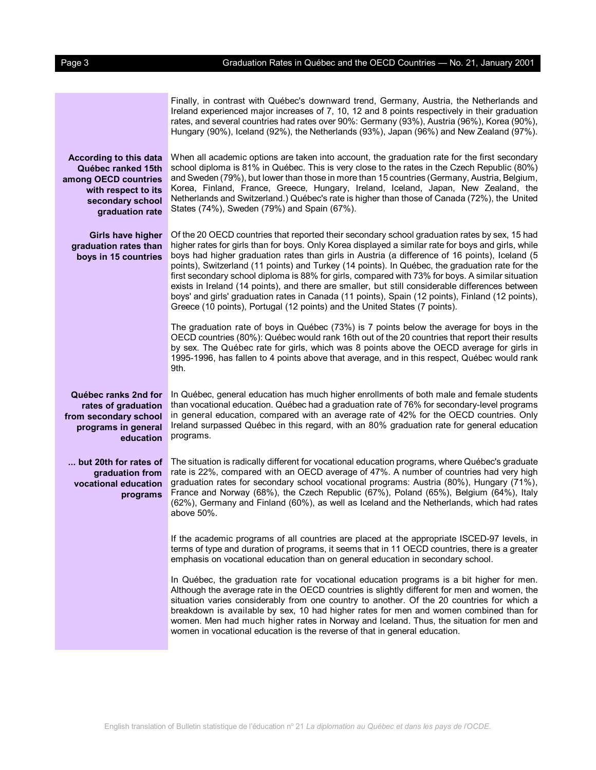Finally, in contrast with Québec's downward trend, Germany, Austria, the Netherlands and Ireland experienced major increases of 7, 10, 12 and 8 points respectively in their graduation rates, and several countries had rates over 90%: Germany (93%), Austria (96%), Korea (90%), Hungary (90%), Iceland (92%), the Netherlands (93%), Japan (96%) and New Zealand (97%).

**According to this data Québec ranked 15th among OECD countries with respect to its secondary school graduation rate**

When all academic options are taken into account, the graduation rate for the first secondary school diploma is 81% in Québec. This is very close to the rates in the Czech Republic (80%) and Sweden (79%), but lower than those in more than 15 countries (Germany, Austria, Belgium, Korea, Finland, France, Greece, Hungary, Ireland, Iceland, Japan, New Zealand, the Netherlands and Switzerland.) Québec's rate is higher than those of Canada (72%), the United States (74%), Sweden (79%) and Spain (67%).

**Girls have higher graduation rates than boys in 15 countries**

Of the 20 OECD countries that reported their secondary school graduation rates by sex, 15 had higher rates for girls than for boys. Only Korea displayed a similar rate for boys and girls, while boys had higher graduation rates than girls in Austria (a difference of 16 points), Iceland (5 points), Switzerland (11 points) and Turkey (14 points). In Québec, the graduation rate for the first secondary school diploma is 88% for girls, compared with 73% for boys. A similar situation exists in Ireland (14 points), and there are smaller, but still considerable differences between boys' and girls' graduation rates in Canada (11 points), Spain (12 points), Finland (12 points), Greece (10 points), Portugal (12 points) and the United States (7 points).

The graduation rate of boys in Québec (73%) is 7 points below the average for boys in the OECD countries (80%): Québec would rank 16th out of the 20 countries that report their results by sex. The Québec rate for girls, which was 8 points above the OECD average for girls in 1995-1996, has fallen to 4 points above that average, and in this respect, Québec would rank 9th.

**Québec ranks 2nd for rates of graduation from secondary school programs in general education**

In Québec, general education has much higher enrollments of both male and female students than vocational education. Québec had a graduation rate of 76% for secondary-level programs in general education, compared with an average rate of 42% for the OECD countries. Only Ireland surpassed Québec in this regard, with an 80% graduation rate for general education programs.

**... but 20th for rates of graduation from vocational education programs**

The situation is radically different for vocational education programs, where Québec's graduate rate is 22%, compared with an OECD average of 47%. A number of countries had very high graduation rates for secondary school vocational programs: Austria (80%), Hungary (71%), France and Norway (68%), the Czech Republic (67%), Poland (65%), Belgium (64%), Italy (62%), Germany and Finland (60%), as well as Iceland and the Netherlands, which had rates above 50%.

If the academic programs of all countries are placed at the appropriate ISCED-97 levels, in terms of type and duration of programs, it seems that in 11 OECD countries, there is a greater emphasis on vocational education than on general education in secondary school.

In Québec, the graduation rate for vocational education programs is a bit higher for men. Although the average rate in the OECD countries is slightly different for men and women, the situation varies considerably from one country to another. Of the 20 countries for which a breakdown is available by sex, 10 had higher rates for men and women combined than for women. Men had much higher rates in Norway and Iceland. Thus, the situation for men and women in vocational education is the reverse of that in general education.

English translation of Bulletin statistique de l'éducation n° 21 *La diplomation au Québec et dans les pays de l'OCDE.*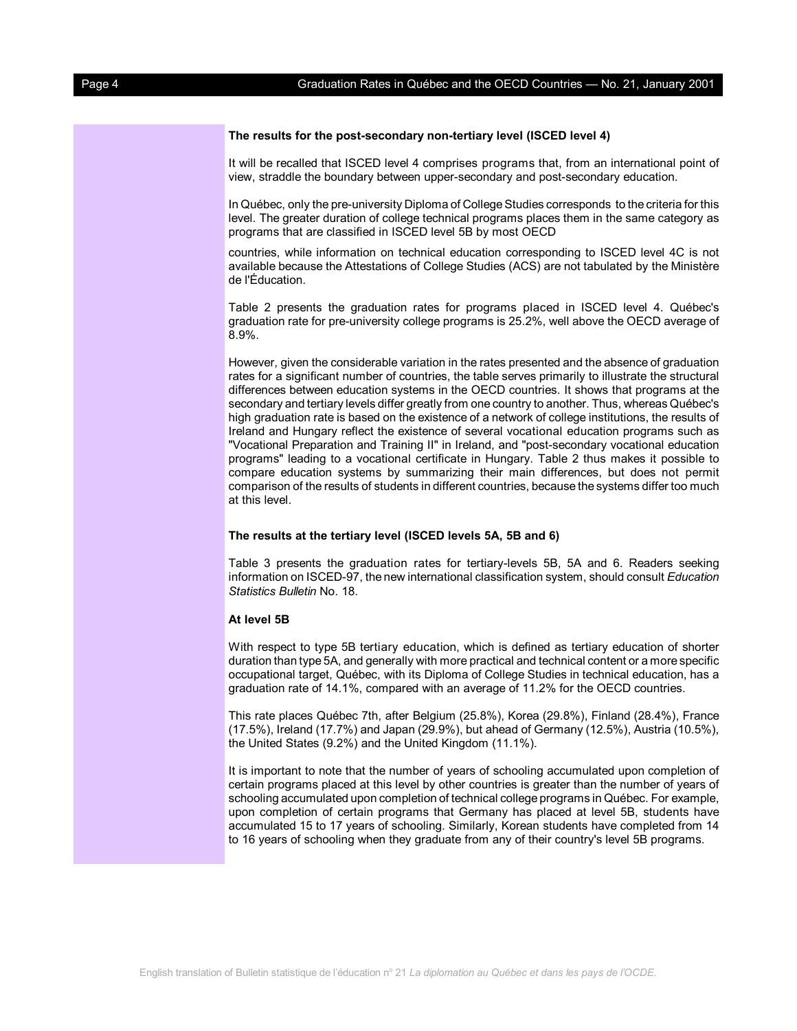### The results for the post-secondary non-tertiary level (ISCED level 4)

It will be recalled that ISCED level 4 comprises programs that, from an international point of view, straddle the boundary between upper-secondary and post-secondary education.

In Québec, only the pre-university Diploma of College Studies corresponds to the criteria for this level. The greater duration of college technical programs places them in the same category as programs that are classified in ISCED level 5B by most OECD countries, while information on technical education corresponding to ISCED level 4C is not available because the Attestations of College Studies (ACS) are not tabulated by the Ministère de l'Éducation.

Table 2 presents the graduation rates for programs placed in ISCED level 4. Québec's graduation rate for pre-university college programs is 25.2%, well above the OECD average of 8.9%.

However, given the considerable variation in the rates presented and the absence of graduation rates for a significant number of countries, the table serves primarily to illustrate the structural differences between education systems in the OECD countries. It shows that programs at the secondary and tertiary levels differ greatly from one country to another. Thus, whereas Québec's high graduation rate is based on the existence of a network of college institutions, the results of Ireland and Hungary reflect the existence of several vocational education programs such as "Vocational Preparation and Training II" in Ireland, and "post-secondary vocational education programs" leading to a vocational certificate in Hungary. Table 2 thus makes it possible to compare education systems by summarizing their main differences, but does not permit comparison of the results of students in different countries, because the systems differ too much at this level.

### The results at the tertiary level (ISCED levels 5A, 5B and 6)

Table 3 presents the graduation rates for tertiary-levels 5B, 5A and 6. Readers seeking information on ISCED-97, the new international classification system, should consult *Education Statistics Bulletin* No. 18.

#### At level 5B

With respect to type 5B tertiary education, which is defined as tertiary education of shorter duration than type 5A, and generally with more practical and technical content or a more specific occupational target, Québec, with its Diploma of College Studies in technical education, has a graduation rate of 14.1%, compared with an average of 11.2% for the OECD countries.

This rate places Québec 7th, after Belgium (25.8%), Korea (29.8%), Finland (28.4%), France (17.5%), Ireland (17.7%) and Japan (29.9%), but ahead of Germany (12.5%), Austria (10.5%), the United States (9.2%) and the United Kingdom (11.1%).

It is important to note that the number of years of schooling accumulated upon completion of certain programs placed at this level by other countries is greater than the number of years of schooling accumulated upon completion of technical college programs in Québec. For example, upon completion of certain programs that Germany has placed at level 5B, students have accumulated 15 to 17 years of schooling. Similarly, Korean students have completed from 14 to 16 years of schooling when they graduate from any of their country's level 5B programs.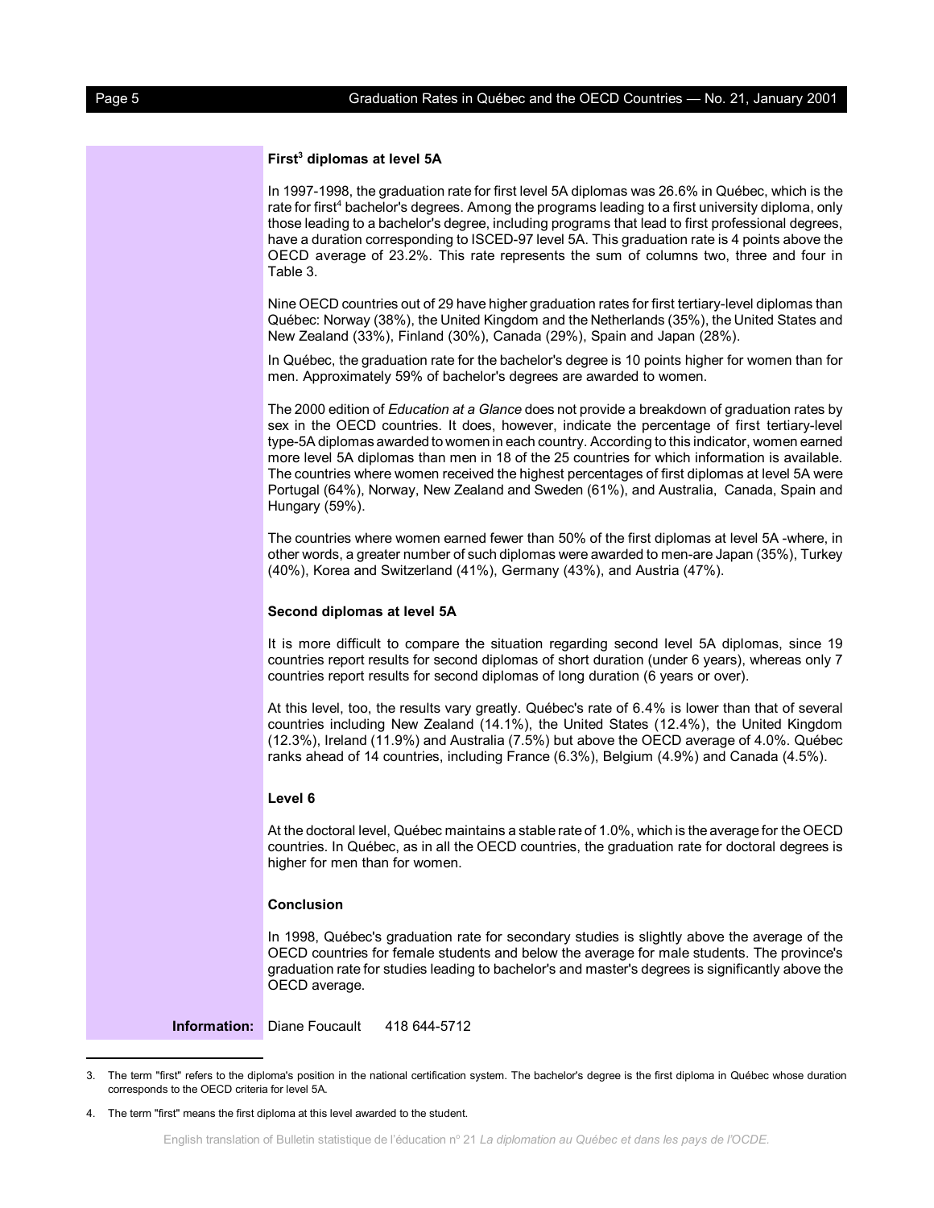### First[3] diplomas at level 5A

In 1997-1998, the graduation rate for first level 5A diplomas was 26.6% in Québec, which is the rate for first[4] bachelor's degrees. Among the programs leading to a first university diploma, only those leading to a bachelor's degree, including programs that lead to first professional degrees, have a duration corresponding to ISCED-97 level 5A. This graduation rate is 4 points above the OECD average of 23.2%. This rate represents the sum of columns two, three and four in Table 3.

Nine OECD countries out of 29 have higher graduation rates for first tertiary-level diplomas than Québec: Norway (38%), the United Kingdom and the Netherlands (35%), the United States and New Zealand (33%), Finland (30%), Canada (29%), Spain and Japan (28%).

In Québec, the graduation rate for the bachelor's degree is 10 points higher for women than for men. Approximately 59% of bachelor's degrees are awarded to women.

The 2000 edition of *Education at a Glance* does not provide a breakdown of graduation rates by sex in the OECD countries. It does, however, indicate the percentage of first tertiary-level type-5A diplomas awarded to women in each country. According to this indicator, women earned more level 5A diplomas than men in 18 of the 25 countries for which information is available. The countries where women received the highest percentages of first diplomas at level 5A were Portugal (64%), Norway, New Zealand and Sweden (61%), and Australia, Canada, Spain and Hungary (59%).

The countries where women earned fewer than 50% of the first diplomas at level 5A -where, in other words, a greater number of such diplomas were awarded to men-are Japan (35%), Turkey (40%), Korea and Switzerland (41%), Germany (43%), and Austria (47%).

### Second diplomas at level 5A

It is more difficult to compare the situation regarding second level 5A diplomas, since 19 countries report results for second diplomas of short duration (under 6 years), whereas only 7 countries report results for second diplomas of long duration (6 years or over).

At this level, too, the results vary greatly. Québec's rate of 6.4% is lower than that of several countries including New Zealand (14.1%), the United States (12.4%), the United Kingdom (12.3%), Ireland (11.9%) and Australia (7.5%) but above the OECD average of 4.0%. Québec ranks ahead of 14 countries, including France (6.3%), Belgium (4.9%) and Canada (4.5%).

### Level 6

At the doctoral level, Québec maintains a stable rate of 1.0%, which is the average for the OECD countries. In Québec, as in all the OECD countries, the graduation rate for doctoral degrees is higher for men than for women.

### Conclusion

In 1998, Québec's graduation rate for secondary studies is slightly above the average of the OECD countries for female students and below the average for male students. The province's graduation rate for studies leading to bachelor's and master's degrees is significantly above the OECD average.

**Information:** Diane Foucault 418 644-5712

---

3. The term "first" refers to the diploma's position in the national certification system. The bachelor's degree is the first diploma in Québec whose duration corresponds to the OECD criteria for level 5A.

4. The term "first" means the first diploma at this level awarded to the student.

English translation of Bulletin statistique de l'éducation n° 21 *La diplomation au Québec et dans les pays de l'OCDE.*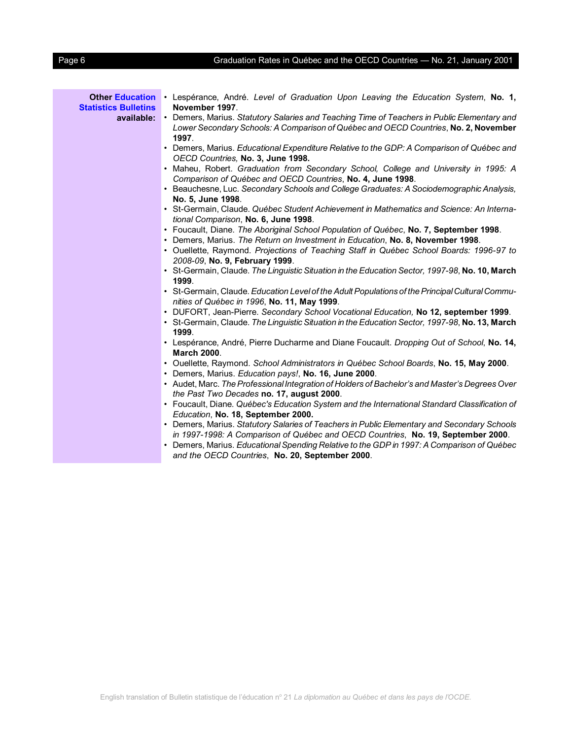**Other Education Statistics Bulletins available:**

- Lespérance, André. *Level of Graduation Upon Leaving the Education System*, **No. 1, November 1997**.
- Demers, Marius. *Statutory Salaries and Teaching Time of Teachers in Public Elementary and Lower Secondary Schools: A Comparison of Québec and OECD Countries*, **No. 2, November 1997**.
- Demers, Marius. *Educational Expenditure Relative to the GDP: A Comparison of Québec and OECD Countries,* **No. 3, June 1998.**
- Maheu, Robert. *Graduation from Secondary School, College and University in 1995: A Comparison of Québec and OECD Countries*, **No. 4, June 1998**.
- Beauchesne, Luc. *Secondary Schools and College Graduates: A Sociodemographic Analysis,* **No. 5, June 1998**.
- St-Germain, Claude. *Québec Student Achievement in Mathematics and Science: An International Comparison*, **No. 6, June 1998**.
- Foucault, Diane. *The Aboriginal School Population of Québec*, **No. 7, September 1998**.
- Demers, Marius. *The Return on Investment in Education*, **No. 8, November 1998**.
- Ouellette, Raymond. *Projections of Teaching Staff in Québec School Boards: 1996-97 to 2008-09*, **No. 9, February 1999**.
- St-Germain, Claude. *The Linguistic Situation in the Education Sector, 1997-98*, **No. 10, March 1999**.
- St-Germain, Claude. *Education Level of the Adult Populations of the Principal Cultural Communities of Québec in 1996*, **No. 11, May 1999**.
- DUFORT, Jean-Pierre. *Secondary School Vocational Education,* **No 12, september 1999**.
- St-Germain, Claude. *The Linguistic Situation in the Education Sector, 1997-98*, **No. 13, March 1999**.
- Lespérance, André, Pierre Ducharme and Diane Foucault. *Dropping Out of School*, **No. 14, March 2000**.
- Ouellette, Raymond. *School Administrators in Québec School Boards*, **No. 15, May 2000**.
- Demers, Marius. *Education pays!*, **No. 16, June 2000**.
- Audet, Marc. *The Professional Integration of Holders of Bachelor's and Master's Degrees Over the Past Two Decades* **no. 17, august 2000**.
- Foucault, Diane. *Québec's Education System and the International Standard Classification of Education*, **No. 18, September 2000.**
- Demers, Marius. *Statutory Salaries of Teachers in Public Elementary and Secondary Schools in 1997-1998: A Comparison of Québec and OECD Countries*, **No. 19, September 2000**.
- Demers, Marius. *Educational Spending Relative to the GDP in 1997: A Comparison of Québec and the OECD Countries*, **No. 20, September 2000**.

English translation of Bulletin statistique de l'éducation n° 21 *La diplomation au Québec et dans les pays de l'OCDE.*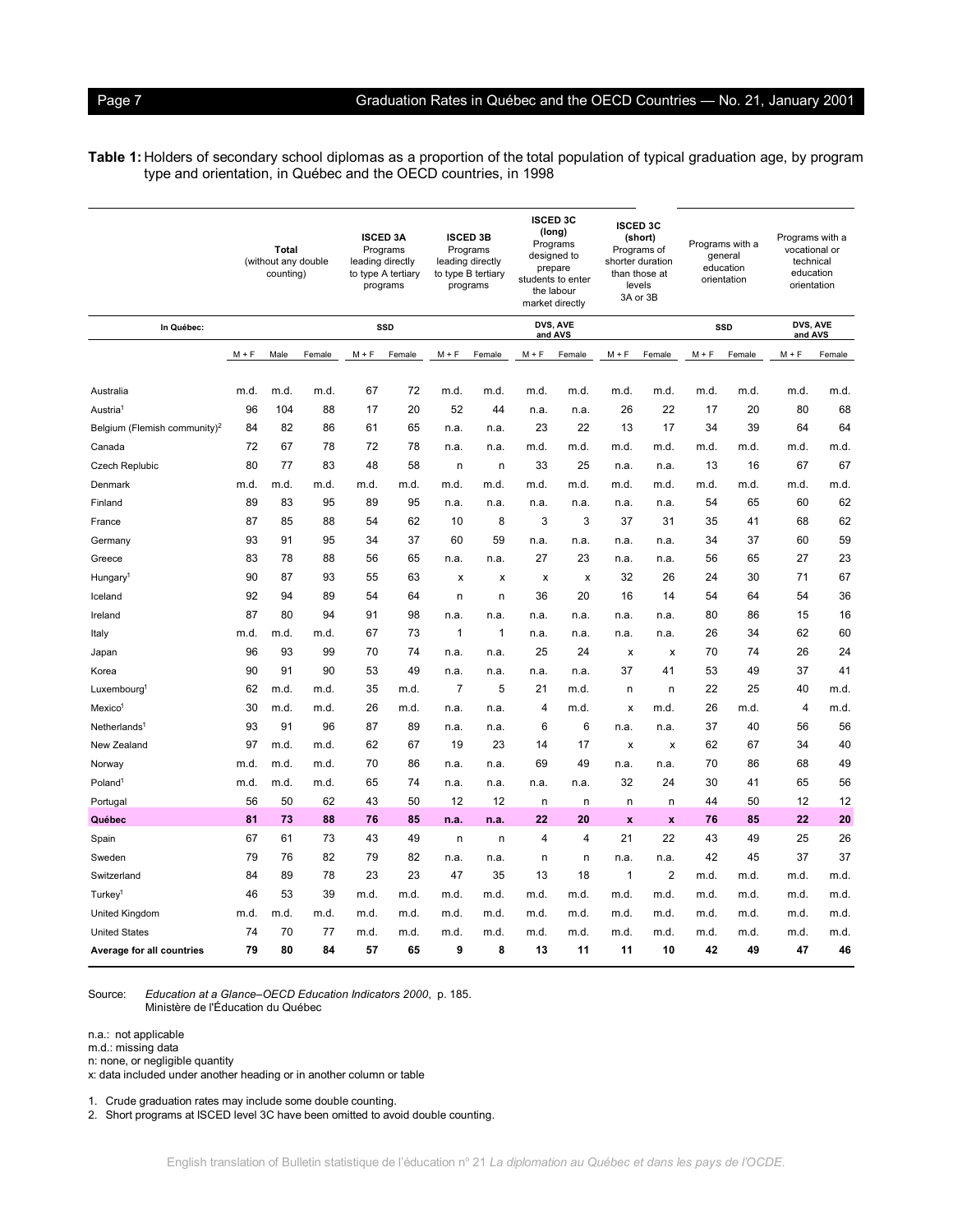**Table 1:** Holders of secondary school diplomas as a proportion of the total population of typical graduation age, by program type and orientation, in Québec and the OECD countries, in 1998

| | Total (without any double counting) | | | ISCED 3A Programs leading directly to type A tertiary programs | | ISCED 3B Programs leading directly to type B tertiary programs | | ISCED 3C (long) Programs designed to prepare students to enter the labour market directly | | ISCED 3C (short) Programs of shorter duration than those at levels 3A or 3B | | Programs with a general education orientation | | Programs with a vocational or technical education orientation | |
|---|---|---|---|---|---|---|---|---|---|---|---|---|---|---|---|
| **In Québec:** | | | | **SSD** | | | | **DVS, AVE and AVS** | | | | **SSD** | | **DVS, AVE and AVS** | |
| | M + F | Male | Female | M + F | Female | M + F | Female | M + F | Female | M + F | Female | M + F | Female | M + F | Female |
| Australia | m.d. | m.d. | m.d. | 67 | 72 | m.d. | m.d. | m.d. | m.d. | m.d. | m.d. | m.d. | m.d. | m.d. | m.d. |
| Austria[1] | 96 | 104 | 88 | 17 | 20 | 52 | 44 | n.a. | n.a. | 26 | 22 | 17 | 20 | 80 | 68 |
| Belgium (Flemish community)[2] | 84 | 82 | 86 | 61 | 65 | n.a. | n.a. | 23 | 22 | 13 | 17 | 34 | 39 | 64 | 64 |
| Canada | 72 | 67 | 78 | 72 | 78 | n.a. | n.a. | m.d. | m.d. | m.d. | m.d. | m.d. | m.d. | m.d. | m.d. |
| Czech Replubic | 80 | 77 | 83 | 48 | 58 | n | n | 33 | 25 | n.a. | n.a. | 13 | 16 | 67 | 67 |
| Denmark | m.d. | m.d. | m.d. | m.d. | m.d. | m.d. | m.d. | m.d. | m.d. | m.d. | m.d. | m.d. | m.d. | m.d. | m.d. |
| Finland | 89 | 83 | 95 | 89 | 95 | n.a. | n.a. | n.a. | n.a. | n.a. | n.a. | 54 | 65 | 60 | 62 |
| France | 87 | 85 | 88 | 54 | 62 | 10 | 8 | 3 | 3 | 37 | 31 | 35 | 41 | 68 | 62 |
| Germany | 93 | 91 | 95 | 34 | 37 | 60 | 59 | n.a. | n.a. | n.a. | n.a. | 34 | 37 | 60 | 59 |
| Greece | 83 | 78 | 88 | 56 | 65 | n.a. | n.a. | 27 | 23 | n.a. | n.a. | 56 | 65 | 27 | 23 |
| Hungary[1] | 90 | 87 | 93 | 55 | 63 | x | x | x | x | 32 | 26 | 24 | 30 | 71 | 67 |
| Iceland | 92 | 94 | 89 | 54 | 64 | n | n | 36 | 20 | 16 | 14 | 54 | 64 | 54 | 36 |
| Ireland | 87 | 80 | 94 | 91 | 98 | n.a. | n.a. | n.a. | n.a. | n.a. | n.a. | 80 | 86 | 15 | 16 |
| Italy | m.d. | m.d. | m.d. | 67 | 73 | 1 | 1 | n.a. | n.a. | n.a. | n.a. | 26 | 34 | 62 | 60 |
| Japan | 96 | 93 | 99 | 70 | 74 | n.a. | n.a. | 25 | 24 | x | x | 70 | 74 | 26 | 24 |
| Korea | 90 | 91 | 90 | 53 | 49 | n.a. | n.a. | n.a. | n.a. | 37 | 41 | 53 | 49 | 37 | 41 |
| Luxembourg[1] | 62 | m.d. | m.d. | 35 | m.d. | 7 | 5 | 21 | m.d. | n | n | 22 | 25 | 40 | m.d. |
| Mexico[1] | 30 | m.d. | m.d. | 26 | m.d. | n.a. | n.a. | 4 | m.d. | x | m.d. | 26 | m.d. | 4 | m.d. |
| Netherlands[1] | 93 | 91 | 96 | 87 | 89 | n.a. | n.a. | 6 | 6 | n.a. | n.a. | 37 | 40 | 56 | 56 |
| New Zealand | 97 | m.d. | m.d. | 62 | 67 | 19 | 23 | 14 | 17 | x | x | 62 | 67 | 34 | 40 |
| Norway | m.d. | m.d. | m.d. | 70 | 86 | n.a. | n.a. | 69 | 49 | n.a. | n.a. | 70 | 86 | 68 | 49 |
| Poland[1] | m.d. | m.d. | m.d. | 65 | 74 | n.a. | n.a. | n.a. | n.a. | 32 | 24 | 30 | 41 | 65 | 56 |
| Portugal | 56 | 50 | 62 | 43 | 50 | 12 | 12 | n | n | n | n | 44 | 50 | 12 | 12 |
| **Québec** | **81** | **73** | **88** | **76** | **85** | **n.a.** | **n.a.** | **22** | **20** | **x** | **x** | **76** | **85** | **22** | **20** |
| Spain | 67 | 61 | 73 | 43 | 49 | n | n | 4 | 4 | 21 | 22 | 43 | 49 | 25 | 26 |
| Sweden | 79 | 76 | 82 | 79 | 82 | n.a. | n.a. | n | n | n.a. | n.a. | 42 | 45 | 37 | 37 |
| Switzerland | 84 | 89 | 78 | 23 | 23 | 47 | 35 | 13 | 18 | 1 | 2 | m.d. | m.d. | m.d. | m.d. |
| Turkey[1] | 46 | 53 | 39 | m.d. | m.d. | m.d. | m.d. | m.d. | m.d. | m.d. | m.d. | m.d. | m.d. | m.d. | m.d. |
| United Kingdom | m.d. | m.d. | m.d. | m.d. | m.d. | m.d. | m.d. | m.d. | m.d. | m.d. | m.d. | m.d. | m.d. | m.d. | m.d. |
| United States | 74 | 70 | 77 | m.d. | m.d. | m.d. | m.d. | m.d. | m.d. | m.d. | m.d. | m.d. | m.d. | m.d. | m.d. |
| **Average for all countries** | **79** | **80** | **84** | **57** | **65** | **9** | **8** | **13** | **11** | **11** | **10** | **42** | **49** | **47** | **46** |

Source: *Education at a Glance–OECD Education Indicators 2000*, p. 185.
Ministère de l'Éducation du Québec

n.a.: not applicable
m.d.: missing data
n: none, or negligible quantity
x: data included under another heading or in another column or table

1. Crude graduation rates may include some double counting.
2. Short programs at ISCED level 3C have been omitted to avoid double counting.

English translation of Bulletin statistique de l'éducation n° 21 *La diplomation au Québec et dans les pays de l'OCDE.*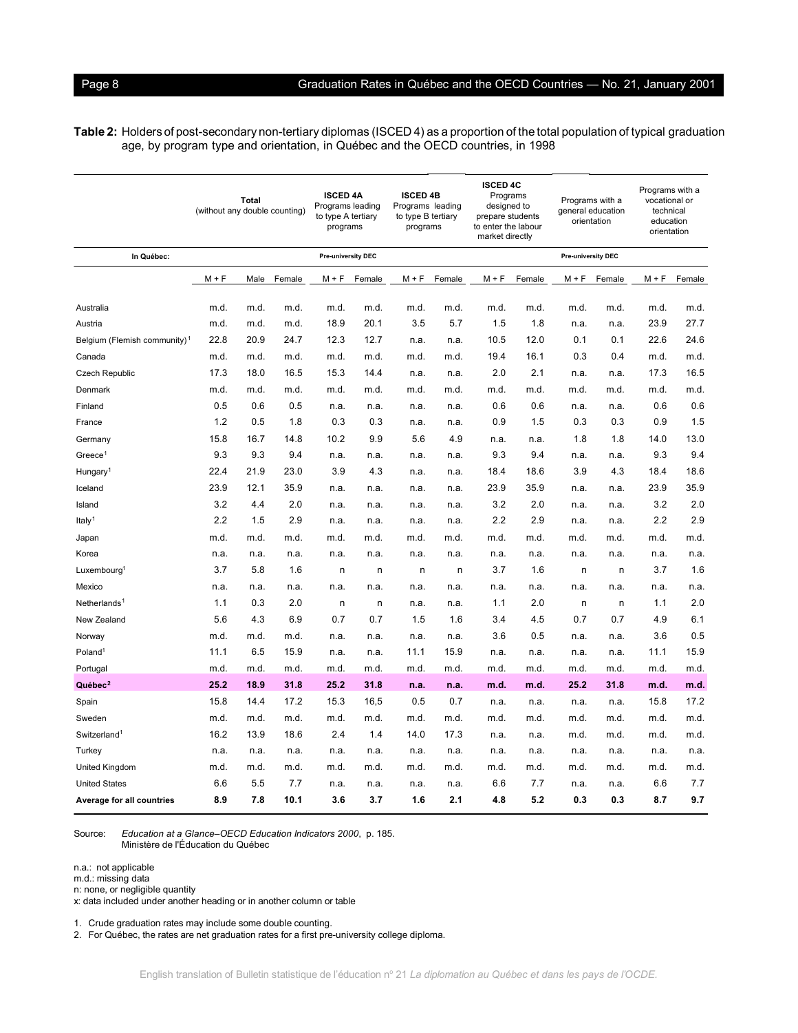**Table 2:** Holders of post-secondary non-tertiary diplomas (ISCED 4) as a proportion of the total population of typical graduation age, by program type and orientation, in Québec and the OECD countries, in 1998

| | Total (without any double counting) | | | ISCED 4A Programs leading to type A tertiary programs | | ISCED 4B Programs leading to type B tertiary programs | | ISCED 4C Programs designed to prepare students to enter the labour market directly | | Programs with a general education orientation | | Programs with a vocational or technical education orientation | |
|---|---|---|---|---|---|---|---|---|---|---|---|---|---|
| **In Québec:** | | | | **Pre-university DEC** | | | | | | **Pre-university DEC** | | | |
| | M + F | Male | Female | M + F | Female | M + F | Female | M + F | Female | M + F | Female | M + F | Female |
| Australia | m.d. | m.d. | m.d. | m.d. | m.d. | m.d. | m.d. | m.d. | m.d. | m.d. | m.d. | m.d. | m.d. |
| Austria | m.d. | m.d. | m.d. | 18.9 | 20.1 | 3.5 | 5.7 | 1.5 | 1.8 | n.a. | n.a. | 23.9 | 27.7 |
| Belgium (Flemish community)[1] | 22.8 | 20.9 | 24.7 | 12.3 | 12.7 | n.a. | n.a. | 10.5 | 12.0 | 0.1 | 0.1 | 22.6 | 24.6 |
| Canada | m.d. | m.d. | m.d. | m.d. | m.d. | m.d. | m.d. | 19.4 | 16.1 | 0.3 | 0.4 | m.d. | m.d. |
| Czech Republic | 17.3 | 18.0 | 16.5 | 15.3 | 14.4 | n.a. | n.a. | 2.0 | 2.1 | n.a. | n.a. | 17.3 | 16.5 |
| Denmark | m.d. | m.d. | m.d. | m.d. | m.d. | m.d. | m.d. | m.d. | m.d. | m.d. | m.d. | m.d. | m.d. |
| Finland | 0.5 | 0.6 | 0.5 | n.a. | n.a. | n.a. | n.a. | 0.6 | 0.6 | n.a. | n.a. | 0.6 | 0.6 |
| France | 1.2 | 0.5 | 1.8 | 0.3 | 0.3 | n.a. | n.a. | 0.9 | 1.5 | 0.3 | 0.3 | 0.9 | 1.5 |
| Germany | 15.8 | 16.7 | 14.8 | 10.2 | 9.9 | 5.6 | 4.9 | n.a. | n.a. | 1.8 | 1.8 | 14.0 | 13.0 |
| Greece[1] | 9.3 | 9.3 | 9.4 | n.a. | n.a. | n.a. | n.a. | 9.3 | 9.4 | n.a. | n.a. | 9.3 | 9.4 |
| Hungary[1] | 22.4 | 21.9 | 23.0 | 3.9 | 4.3 | n.a. | n.a. | 18.4 | 18.6 | 3.9 | 4.3 | 18.4 | 18.6 |
| Iceland | 23.9 | 12.1 | 35.9 | n.a. | n.a. | n.a. | n.a. | 23.9 | 35.9 | n.a. | n.a. | 23.9 | 35.9 |
| Island | 3.2 | 4.4 | 2.0 | n.a. | n.a. | n.a. | n.a. | 3.2 | 2.0 | n.a. | n.a. | 3.2 | 2.0 |
| Italy[1] | 2.2 | 1.5 | 2.9 | n.a. | n.a. | n.a. | n.a. | 2.2 | 2.9 | n.a. | n.a. | 2.2 | 2.9 |
| Japan | m.d. | m.d. | m.d. | m.d. | m.d. | m.d. | m.d. | m.d. | m.d. | m.d. | m.d. | m.d. | m.d. |
| Korea | n.a. | n.a. | n.a. | n.a. | n.a. | n.a. | n.a. | n.a. | n.a. | n.a. | n.a. | n.a. | n.a. |
| Luxembourg[1] | 3.7 | 5.8 | 1.6 | n | n | n | n | 3.7 | 1.6 | n | n | 3.7 | 1.6 |
| Mexico | n.a. | n.a. | n.a. | n.a. | n.a. | n.a. | n.a. | n.a. | n.a. | n.a. | n.a. | n.a. | n.a. |
| Netherlands[1] | 1.1 | 0.3 | 2.0 | n | n | n.a. | n.a. | 1.1 | 2.0 | n | n | 1.1 | 2.0 |
| New Zealand | 5.6 | 4.3 | 6.9 | 0.7 | 0.7 | 1.5 | 1.6 | 3.4 | 4.5 | 0.7 | 0.7 | 4.9 | 6.1 |
| Norway | m.d. | m.d. | m.d. | n.a. | n.a. | n.a. | n.a. | 3.6 | 0.5 | n.a. | n.a. | 3.6 | 0.5 |
| Poland[1] | 11.1 | 6.5 | 15.9 | n.a. | n.a. | 11.1 | 15.9 | n.a. | n.a. | n.a. | n.a. | 11.1 | 15.9 |
| Portugal | m.d. | m.d. | m.d. | m.d. | m.d. | m.d. | m.d. | m.d. | m.d. | m.d. | m.d. | m.d. | m.d. |
| **Québec[2]** | **25.2** | **18.9** | **31.8** | **25.2** | **31.8** | **n.a.** | **n.a.** | **m.d.** | **m.d.** | **25.2** | **31.8** | **m.d.** | **m.d.** |
| Spain | 15.8 | 14.4 | 17.2 | 15.3 | 16,5 | 0.5 | 0.7 | n.a. | n.a. | n.a. | n.a. | 15.8 | 17.2 |
| Sweden | m.d. | m.d. | m.d. | m.d. | m.d. | m.d. | m.d. | m.d. | m.d. | m.d. | m.d. | m.d. | m.d. |
| Switzerland[1] | 16.2 | 13.9 | 18.6 | 2.4 | 1.4 | 14.0 | 17.3 | n.a. | n.a. | m.d. | m.d. | m.d. | m.d. |
| Turkey | n.a. | n.a. | n.a. | n.a. | n.a. | n.a. | n.a. | n.a. | n.a. | n.a. | n.a. | n.a. | n.a. |
| United Kingdom | m.d. | m.d. | m.d. | m.d. | m.d. | m.d. | m.d. | m.d. | m.d. | m.d. | m.d. | m.d. | m.d. |
| United States | 6.6 | 5.5 | 7.7 | n.a. | n.a. | n.a. | n.a. | 6.6 | 7.7 | n.a. | n.a. | 6.6 | 7.7 |
| **Average for all countries** | **8.9** | **7.8** | **10.1** | **3.6** | **3.7** | **1.6** | **2.1** | **4.8** | **5.2** | **0.3** | **0.3** | **8.7** | **9.7** |

Source: *Education at a Glance–OECD Education Indicators 2000*, p. 185.
Ministère de l'Éducation du Québec

n.a.: not applicable
m.d.: missing data
n: none, or negligible quantity
x: data included under another heading or in another column or table

1. Crude graduation rates may include some double counting.
2. For Québec, the rates are net graduation rates for a first pre-university college diploma.

English translation of Bulletin statistique de l'éducation n° 21 *La diplomation au Québec et dans les pays de l'OCDE.*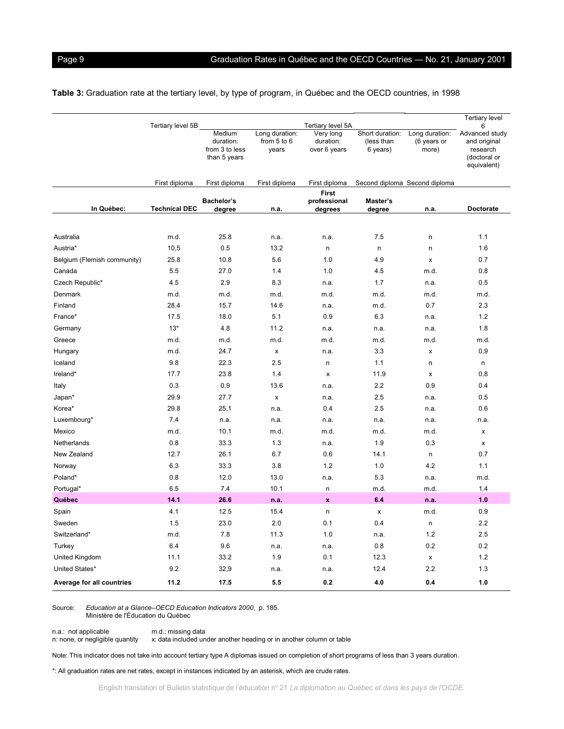**Table 3:** Graduation rate at the tertiary level, by type of program, in Québec and the OECD countries, in 1998

| | Tertiary level 5B | Tertiary level 5A | | | | | Tertiary level 6 |
|---|---|---|---|---|---|---|---|
| | | Medium duration: from 3 to less than 5 years | Long duration: from 5 to 6 years | Very long duration: over 6 years | Short duration: (less than 6 years) | Long duration: (6 years or more) | Advanced study and original research (doctoral or equivalent) |
| | First diploma | First diploma | First diploma | First diploma | Second diploma | Second diploma | |
| **In Québec:** | **Technical DEC** | **Bachelor's degree** | **n.a.** | **First professional degrees** | **Master's degree** | **n.a.** | **Doctorate** |
| Australia | m.d. | 25.8 | n.a. | n.a. | 7.5 | n | 1.1 |
| Austria* | 10,5 | 0.5 | 13.2 | n | n | n | 1.6 |
| Belgium (Flemish community) | 25.8 | 10.8 | 5.6 | 1.0 | 4.9 | x | 0.7 |
| Canada | 5.5 | 27.0 | 1.4 | 1.0 | 4.5 | m.d. | 0.8 |
| Czech Republic* | 4.5 | 2.9 | 8.3 | n.a. | 1.7 | n.a. | 0.5 |
| Denmark | m.d. | m.d. | m.d. | m.d. | m.d. | m.d. | m.d. |
| Finland | 28.4 | 15.7 | 14.6 | n.a. | m.d. | 0.7 | 2.3 |
| France* | 17.5 | 18.0 | 5.1 | 0.9 | 6.3 | n.a. | 1.2 |
| Germany | 13* | 4.8 | 11.2 | n.a. | n.a. | n.a. | 1.8 |
| Greece | m.d. | m.d. | m.d. | m.d. | m.d. | m.d. | m.d. |
| Hungary | m.d. | 24.7 | x | n.a. | 3.3 | x | 0,9 |
| Iceland | 9.8 | 22.3 | 2.5 | n | 1.1 | n | n |
| Ireland* | 17.7 | 23.8 | 1.4 | x | 11.9 | x | 0,8 |
| Italy | 0.3 | 0.9 | 13.6 | n.a. | 2.2 | 0.9 | 0.4 |
| Japan* | 29.9 | 27.7 | x | n.a. | 2.5 | n.a. | 0.5 |
| Korea* | 29.8 | 25,1 | n.a. | 0.4 | 2.5 | n.a. | 0.6 |
| Luxembourg* | 7.4 | n.a. | n.a. | n.a. | n.a. | n.a. | n.a. |
| Mexico | m.d. | 10.1 | m.d. | m.d. | m.d. | m.d. | x |
| Netherlands | 0.8 | 33.3 | 1.3 | n.a. | 1.9 | 0.3 | x |
| New Zealand | 12.7 | 26.1 | 6.7 | 0.6 | 14.1 | n | 0.7 |
| Norway | 6.3 | 33.3 | 3.8 | 1.2 | 1.0 | 4.2 | 1.1 |
| Poland* | 0.8 | 12.0 | 13.0 | n.a. | 5.3 | n.a. | m.d. |
| Portugal* | 6.5 | 7.4 | 10.1 | n | m.d. | m.d. | 1.4 |
| **Québec** | **14.1** | **26.6** | **n.a.** | **x** | **6.4** | **n.a.** | **1.0** |
| Spain | 4.1 | 12.5 | 15.4 | n | x | m.d. | 0.9 |
| Sweden | 1.5 | 23.0 | 2.0 | 0.1 | 0.4 | n | 2.2 |
| Switzerland* | m.d. | 7.8 | 11.3 | 1.0 | n.a. | 1.2 | 2.5 |
| Turkey | 6.4 | 9.6 | n.a. | n.a. | 0.8 | 0.2 | 0.2 |
| United Kingdom | 11.1 | 33.2 | 1.9 | 0.1 | 12.3 | x | 1.2 |
| United States* | 9.2 | 32,9 | n.a. | n.a. | 12.4 | 2.2 | 1.3 |
| **Average for all countries** | **11.2** | **17.5** | **5.5** | **0.2** | **4.0** | **0.4** | **1.0** |

Source: *Education at a Glance–OECD Education Indicators 2000*, p. 185.
Ministère de l'Éducation du Québec

n.a.: not applicable
m.d.: missing data
n: none, or negligible quantity
x: data included under another heading or in another column or table

Note: This indicator does not take into account tertiary type A diplomas issued on completion of short programs of less than 3 years duration.

*: All graduation rates are net rates, except in instances indicated by an asterisk, which are crude rates.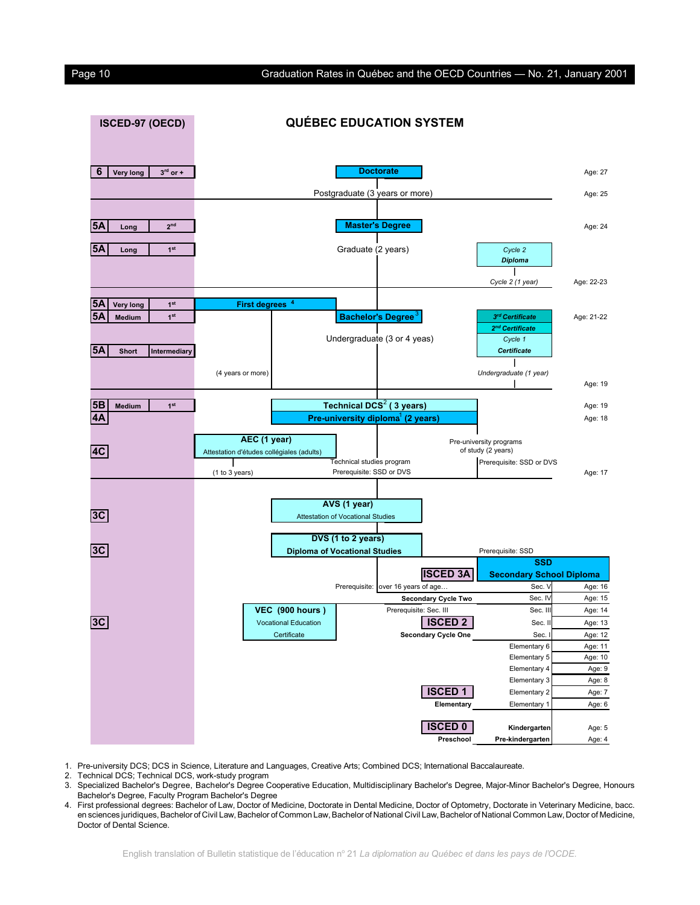# QUÉBEC EDUCATION SYSTEM

ISCED-97 (OECD)

6 | Very long | 3rd or +

Doctorate

Age: 27

Postgraduate (3 years or more)

Age: 25

5A | Long | 2nd

Master's Degree

Age: 24

5A | Long | 1st

Graduate (2 years)

*Cycle 2*
***Diploma***

*Cycle 2 (1 year)*

Age: 22-23

5A | Very long | 1st

5A | Medium | 1st

First degrees [4]

Bachelor's Degree [3]

***3rd Certificate***
***2nd Certificate***
*Cycle 1*
***Certificate***

Age: 21-22

Undergraduate (3 or 4 yeas)

5A | Short | Intermediary

(4 years or more)

*Undergraduate (1 year)*

Age: 19

5B | Medium | 1st

Technical DCS[2] ( 3 years)

Age: 19

4A

Pre-university diploma[1] (2 years)

Age: 18

AEC (1 year)
Attestation d'études collégiales (adults)

4C

Pre-university programs of study (2 years)

Technical studies program
Prerequisite: SSD or DVS

Prerequisite: SSD or DVS

(1 to 3 years)

Age: 17

AVS (1 year)
Attestation of Vocational Studies

3C

DVS (1 to 2 years)
Diploma of Vocational Studies

3C

Prerequisite: SSD

ISCED 3A

SSD
Secondary School Diploma

Prerequisite: over 16 years of age…

Sec. V — Age: 16

**Secondary Cycle Two**

Sec. IV — Age: 15

VEC (900 hours )
Vocational Education Certificate

3C

Prerequisite: Sec. III

Sec. III — Age: 14

ISCED 2

Sec. II — Age: 13

**Secondary Cycle One**

Sec. I — Age: 12

Elementary 6 — Age: 11

Elementary 5 — Age: 10

Elementary 4 — Age: 9

Elementary 3 — Age: 8

ISCED 1

Elementary 2 — Age: 7

**Elementary**

Elementary 1 — Age: 6

ISCED 0

Kindergarten — Age: 5

**Preschool**

Pre-kindergarten — Age: 4

1. Pre-university DCS; DCS in Science, Literature and Languages, Creative Arts; Combined DCS; International Baccalaureate.
2. Technical DCS; Technical DCS, work-study program
3. Specialized Bachelor's Degree, Bachelor's Degree Cooperative Education, Multidisciplinary Bachelor's Degree, Major-Minor Bachelor's Degree, Honours Bachelor's Degree, Faculty Program Bachelor's Degree
4. First professional degrees: Bachelor of Law, Doctor of Medicine, Doctorate in Dental Medicine, Doctor of Optometry, Doctorate in Veterinary Medicine, bacc. en sciences juridiques, Bachelor of Civil Law, Bachelor of Common Law, Bachelor of National Civil Law, Bachelor of National Common Law, Doctor of Medicine, Doctor of Dental Science.

English translation of Bulletin statistique de l'éducation n° 21 *La diplomation au Québec et dans les pays de l'OCDE.*